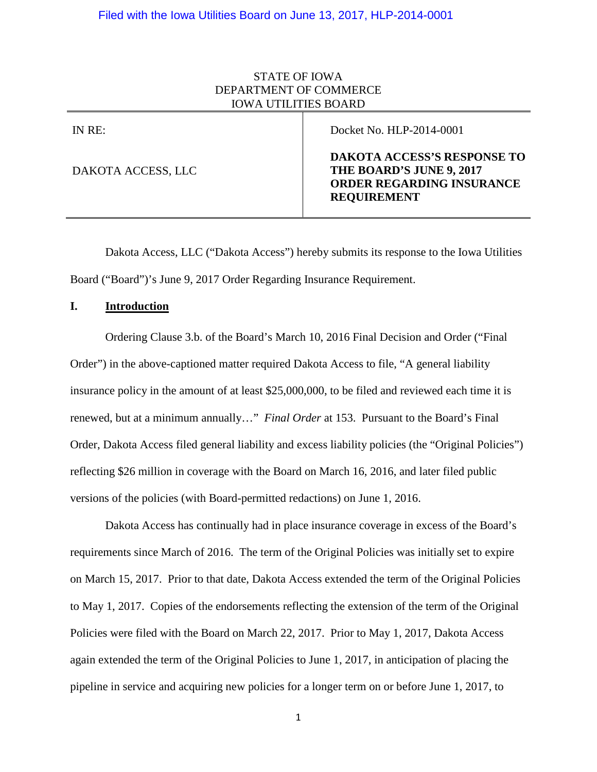Filed with the Iowa Utilities Board on June 13, 2017, HLP-2014-0001

STATE OF IOWA
DEPARTMENT OF COMMERCE
IOWA UTILITIES BOARD

| IN RE: | Docket No. HLP-2014-0001 |
| --- | --- |
| DAKOTA ACCESS, LLC | **DAKOTA ACCESS'S RESPONSE TO THE BOARD'S JUNE 9, 2017 ORDER REGARDING INSURANCE REQUIREMENT** |

Dakota Access, LLC ("Dakota Access") hereby submits its response to the Iowa Utilities Board ("Board")'s June 9, 2017 Order Regarding Insurance Requirement.

## I. Introduction

Ordering Clause 3.b. of the Board's March 10, 2016 Final Decision and Order ("Final Order") in the above-captioned matter required Dakota Access to file, "A general liability insurance policy in the amount of at least $25,000,000, to be filed and reviewed each time it is renewed, but at a minimum annually…" *Final Order* at 153. Pursuant to the Board's Final Order, Dakota Access filed general liability and excess liability policies (the "Original Policies") reflecting $26 million in coverage with the Board on March 16, 2016, and later filed public versions of the policies (with Board-permitted redactions) on June 1, 2016.

Dakota Access has continually had in place insurance coverage in excess of the Board's requirements since March of 2016. The term of the Original Policies was initially set to expire on March 15, 2017. Prior to that date, Dakota Access extended the term of the Original Policies to May 1, 2017. Copies of the endorsements reflecting the extension of the term of the Original Policies were filed with the Board on March 22, 2017. Prior to May 1, 2017, Dakota Access again extended the term of the Original Policies to June 1, 2017, in anticipation of placing the pipeline in service and acquiring new policies for a longer term on or before June 1, 2017, to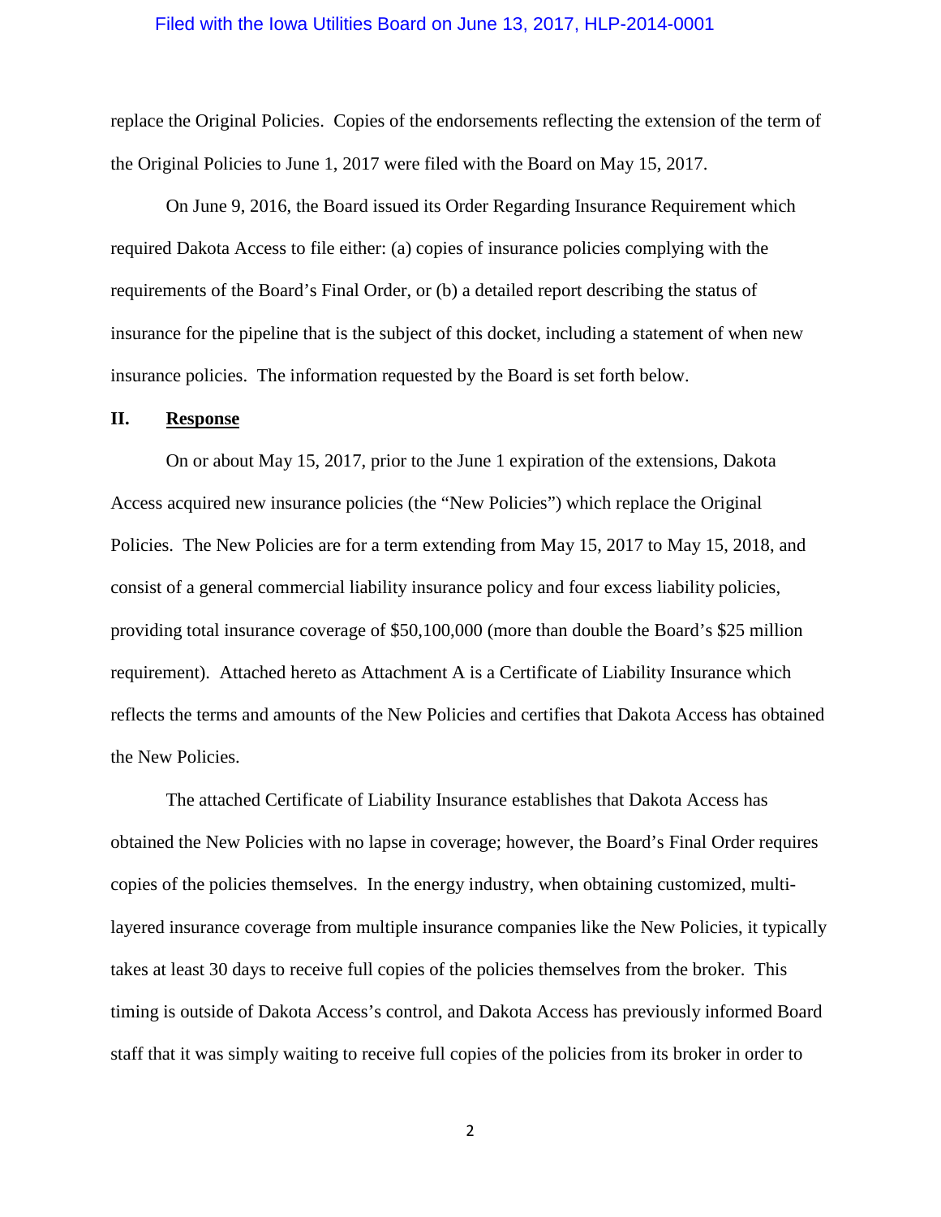replace the Original Policies. Copies of the endorsements reflecting the extension of the term of the Original Policies to June 1, 2017 were filed with the Board on May 15, 2017.

On June 9, 2016, the Board issued its Order Regarding Insurance Requirement which required Dakota Access to file either: (a) copies of insurance policies complying with the requirements of the Board's Final Order, or (b) a detailed report describing the status of insurance for the pipeline that is the subject of this docket, including a statement of when new insurance policies. The information requested by the Board is set forth below.

## II. **Response**

On or about May 15, 2017, prior to the June 1 expiration of the extensions, Dakota Access acquired new insurance policies (the "New Policies") which replace the Original Policies. The New Policies are for a term extending from May 15, 2017 to May 15, 2018, and consist of a general commercial liability insurance policy and four excess liability policies, providing total insurance coverage of $50,100,000 (more than double the Board's $25 million requirement). Attached hereto as Attachment A is a Certificate of Liability Insurance which reflects the terms and amounts of the New Policies and certifies that Dakota Access has obtained the New Policies.

The attached Certificate of Liability Insurance establishes that Dakota Access has obtained the New Policies with no lapse in coverage; however, the Board's Final Order requires copies of the policies themselves. In the energy industry, when obtaining customized, multi-layered insurance coverage from multiple insurance companies like the New Policies, it typically takes at least 30 days to receive full copies of the policies themselves from the broker. This timing is outside of Dakota Access's control, and Dakota Access has previously informed Board staff that it was simply waiting to receive full copies of the policies from its broker in order to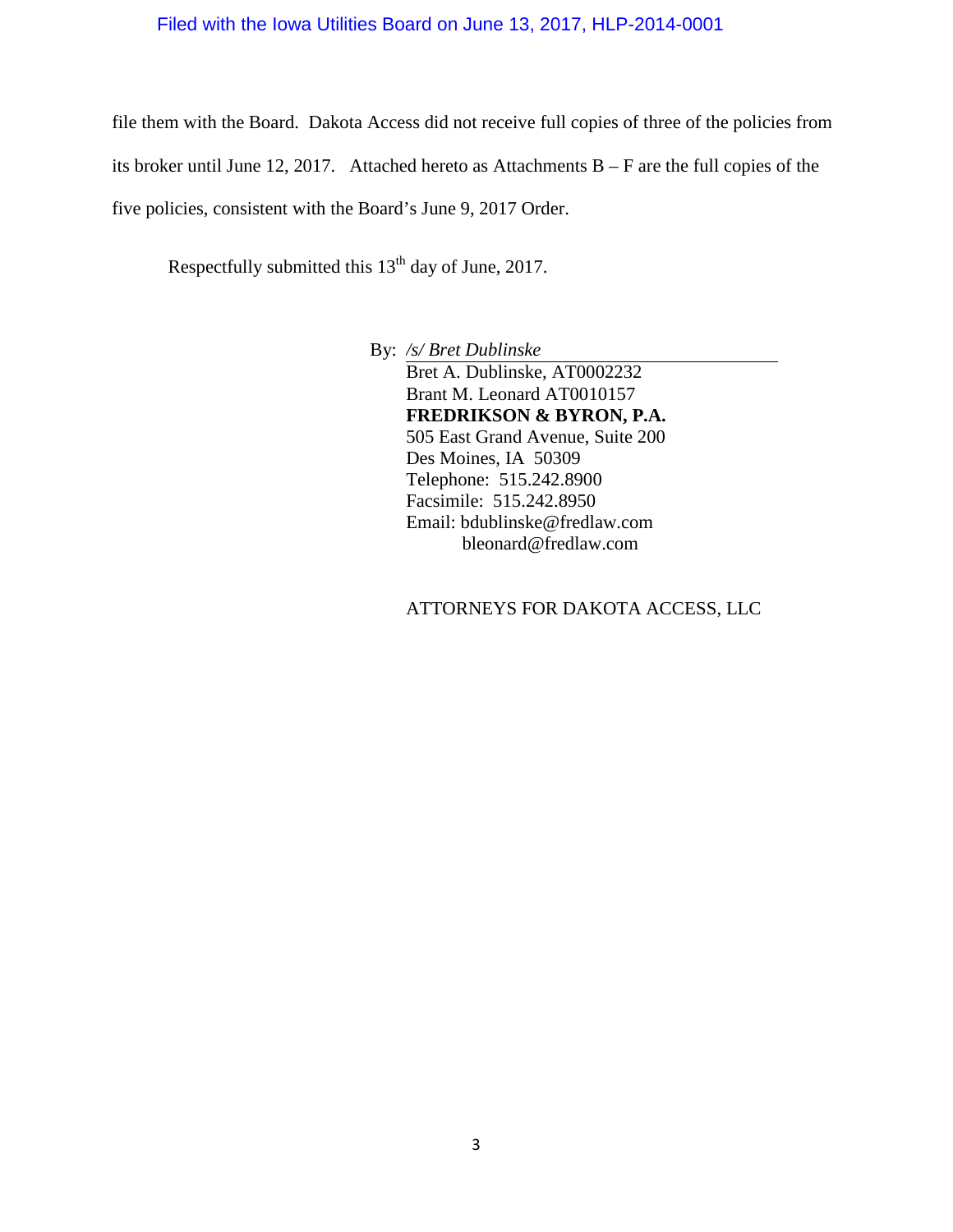file them with the Board. Dakota Access did not receive full copies of three of the policies from its broker until June 12, 2017. Attached hereto as Attachments B – F are the full copies of the five policies, consistent with the Board's June 9, 2017 Order.

Respectfully submitted this 13th day of June, 2017.

By: */s/ Bret Dublinske*
Bret A. Dublinske, AT0002232
Brant M. Leonard AT0010157
**FREDRIKSON & BYRON, P.A.**
505 East Grand Avenue, Suite 200
Des Moines, IA 50309
Telephone: 515.242.8900
Facsimile: 515.242.8950
Email: bdublinske@fredlaw.com
bleonard@fredlaw.com

ATTORNEYS FOR DAKOTA ACCESS, LLC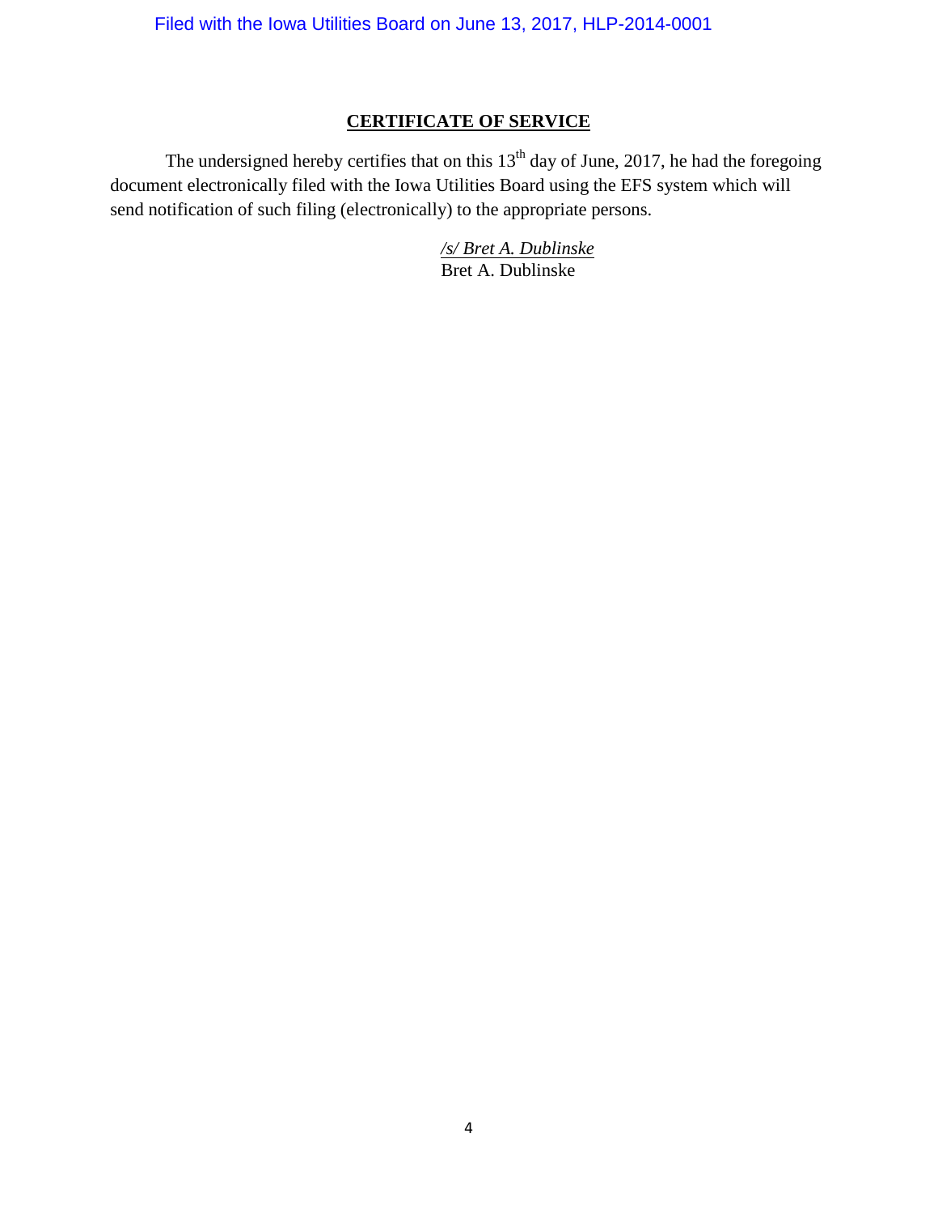## CERTIFICATE OF SERVICE

The undersigned hereby certifies that on this 13th day of June, 2017, he had the foregoing document electronically filed with the Iowa Utilities Board using the EFS system which will send notification of such filing (electronically) to the appropriate persons.

*/s/ Bret A. Dublinske*
Bret A. Dublinske